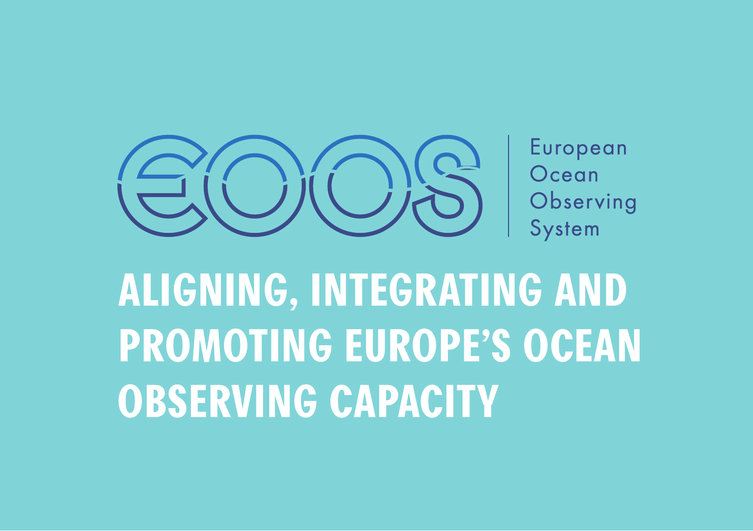EOOS

European
Ocean
Observing
System

# ALIGNING, INTEGRATING AND PROMOTING EUROPE'S OCEAN OBSERVING CAPACITY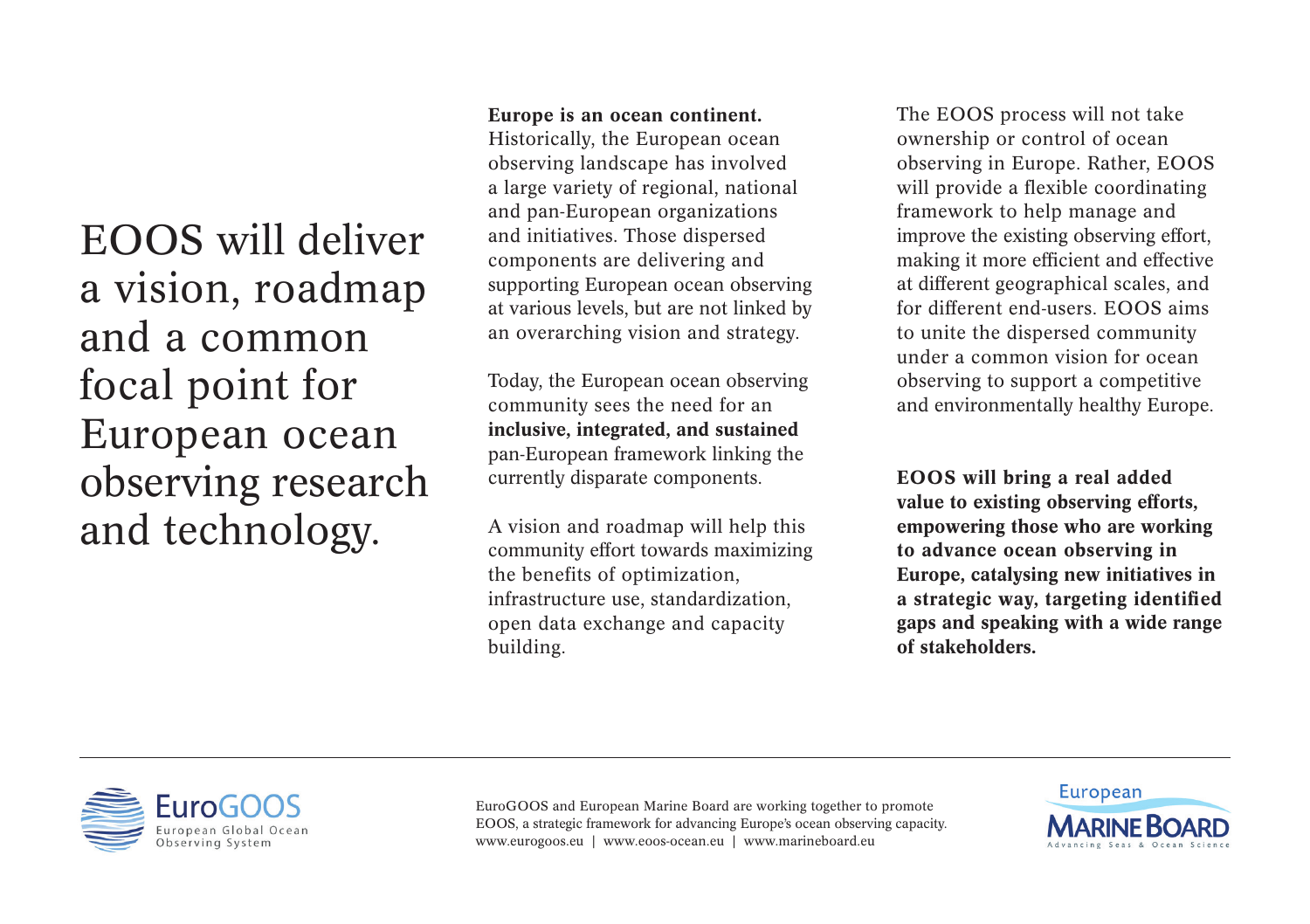# EOOS will deliver a vision, roadmap and a common focal point for European ocean observing research and technology.

**Europe is an ocean continent.** Historically, the European ocean observing landscape has involved a large variety of regional, national and pan-European organizations and initiatives. Those dispersed components are delivering and supporting European ocean observing at various levels, but are not linked by an overarching vision and strategy.

Today, the European ocean observing community sees the need for an **inclusive, integrated, and sustained** pan-European framework linking the currently disparate components.

A vision and roadmap will help this community effort towards maximizing the benefits of optimization, infrastructure use, standardization, open data exchange and capacity building.

The EOOS process will not take ownership or control of ocean observing in Europe. Rather, EOOS will provide a flexible coordinating framework to help manage and improve the existing observing effort, making it more efficient and effective at different geographical scales, and for different end-users. EOOS aims to unite the dispersed community under a common vision for ocean observing to support a competitive and environmentally healthy Europe.

**EOOS will bring a real added value to existing observing efforts, empowering those who are working to advance ocean observing in Europe, catalysing new initiatives in a strategic way, targeting identified gaps and speaking with a wide range of stakeholders.**

---

EuroGOOS
European Global Ocean Observing System

EuroGOOS and European Marine Board are working together to promote EOOS, a strategic framework for advancing Europe's ocean observing capacity.
www.eurogoos.eu | www.eoos-ocean.eu | www.marineboard.eu

European MARINE BOARD
Advancing Seas & Ocean Science